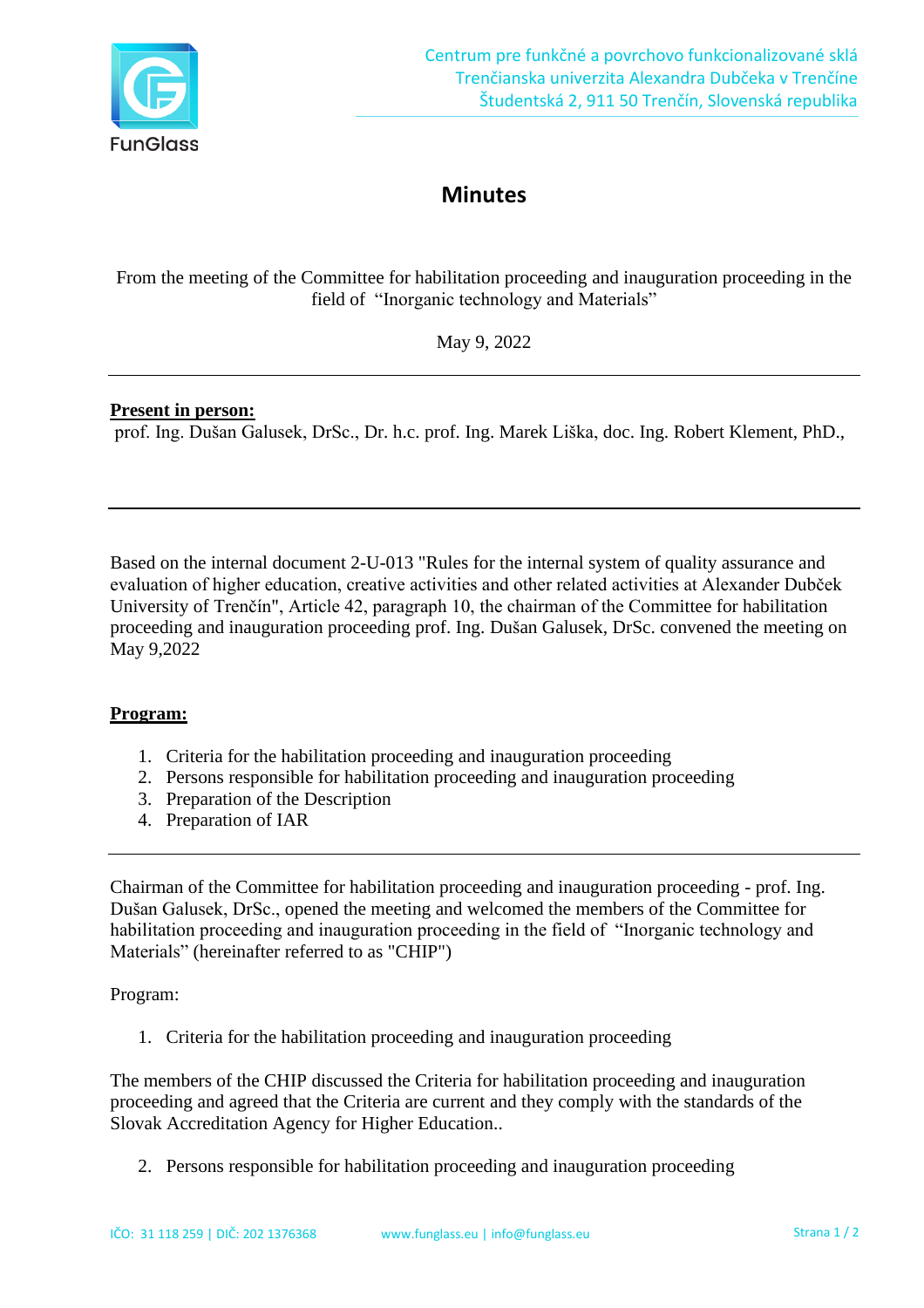Centrum pre funkčné a povrchovo funkcionalizované sklá
Trenčianska univerzita Alexandra Dubčeka v Trenčíne
Študentská 2, 911 50 Trenčín, Slovenská republika

# Minutes

From the meeting of the Committee for habilitation proceeding and inauguration proceeding in the field of "Inorganic technology and Materials"

May 9, 2022

---

**Present in person:**

prof. Ing. Dušan Galusek, DrSc., Dr. h.c. prof. Ing. Marek Liška, doc. Ing. Robert Klement, PhD.,

---

Based on the internal document 2-U-013 "Rules for the internal system of quality assurance and evaluation of higher education, creative activities and other related activities at Alexander Dubček University of Trenčín", Article 42, paragraph 10, the chairman of the Committee for habilitation proceeding and inauguration proceeding prof. Ing. Dušan Galusek, DrSc. convened the meeting on May 9,2022

**Program:**

1. Criteria for the habilitation proceeding and inauguration proceeding
2. Persons responsible for habilitation proceeding and inauguration proceeding
3. Preparation of the Description
4. Preparation of IAR

---

Chairman of the Committee for habilitation proceeding and inauguration proceeding - prof. Ing. Dušan Galusek, DrSc., opened the meeting and welcomed the members of the Committee for habilitation proceeding and inauguration proceeding in the field of "Inorganic technology and Materials" (hereinafter referred to as "CHIP")

Program:

1. Criteria for the habilitation proceeding and inauguration proceeding

The members of the CHIP discussed the Criteria for habilitation proceeding and inauguration proceeding and agreed that the Criteria are current and they comply with the standards of the Slovak Accreditation Agency for Higher Education..

2. Persons responsible for habilitation proceeding and inauguration proceeding

IČO: 31 118 259 | DIČ: 202 1376368 www.funglass.eu | info@funglass.eu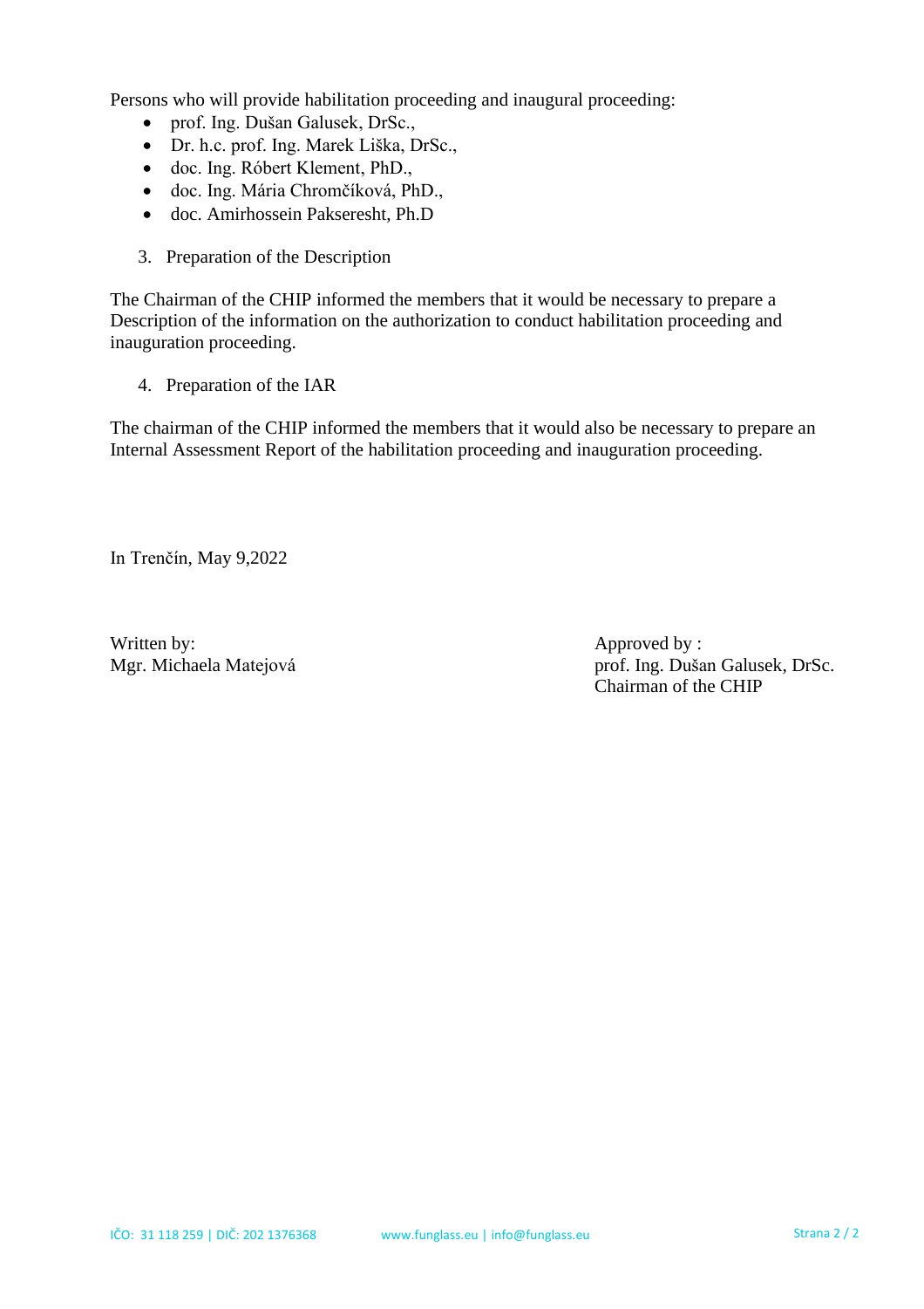Persons who will provide habilitation proceeding and inaugural proceeding:

- prof. Ing. Dušan Galusek, DrSc.,
- Dr. h.c. prof. Ing. Marek Liška, DrSc.,
- doc. Ing. Róbert Klement, PhD.,
- doc. Ing. Mária Chromčíková, PhD.,
- doc. Amirhossein Pakseresht, Ph.D

3. Preparation of the Description

The Chairman of the CHIP informed the members that it would be necessary to prepare a Description of the information on the authorization to conduct habilitation proceeding and inauguration proceeding.

4. Preparation of the IAR

The chairman of the CHIP informed the members that it would also be necessary to prepare an Internal Assessment Report of the habilitation proceeding and inauguration proceeding.

In Trenčín, May 9,2022

Written by:
Mgr. Michaela Matejová

Approved by :
prof. Ing. Dušan Galusek, DrSc.
Chairman of the CHIP

IČO: 31 118 259 | DIČ: 202 1376368 www.funglass.eu | info@funglass.eu